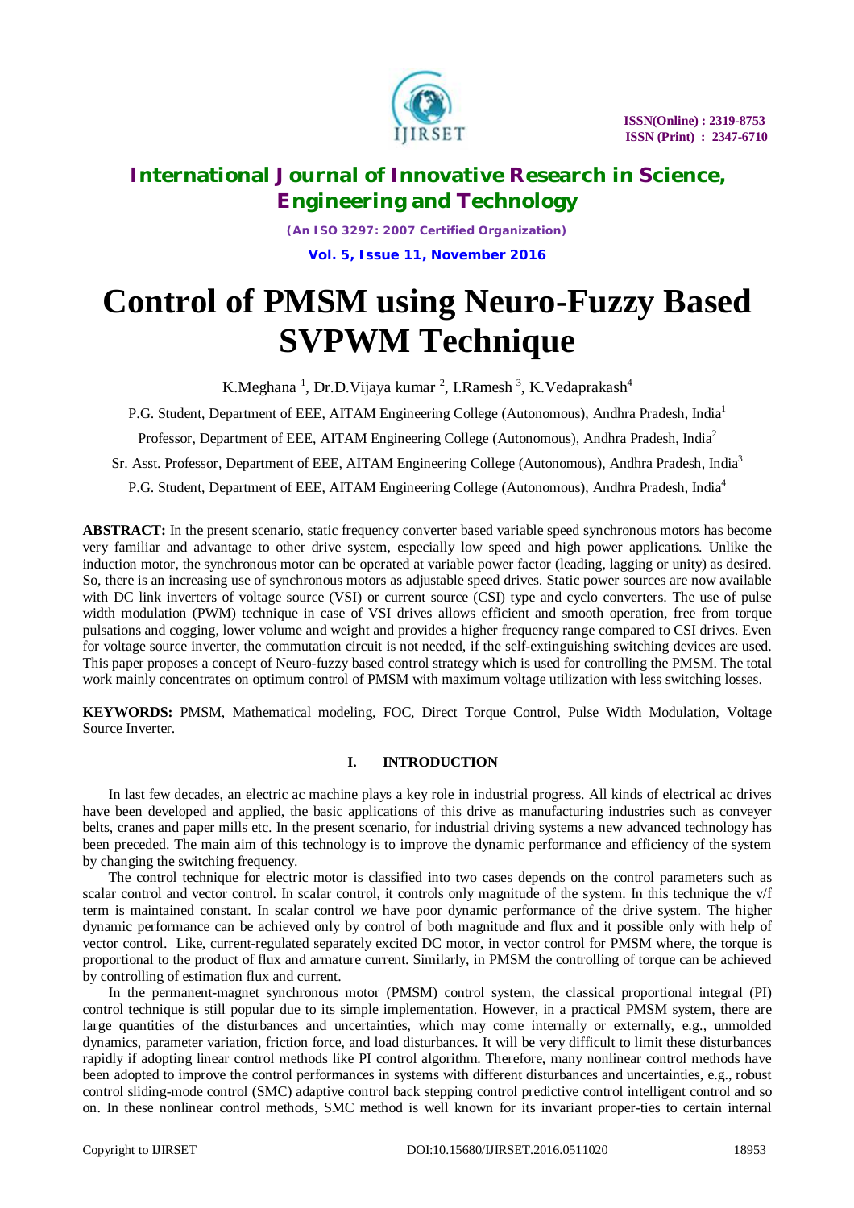# Control of PMSM using Neuro-Fuzzy Based SVPWM Technique

K.Meghana [1], Dr.D.Vijaya kumar [2], I.Ramesh [3], K.Vedaprakash[4]

P.G. Student, Department of EEE, AITAM Engineering College (Autonomous), Andhra Pradesh, India[1]

Professor, Department of EEE, AITAM Engineering College (Autonomous), Andhra Pradesh, India[2]

Sr. Asst. Professor, Department of EEE, AITAM Engineering College (Autonomous), Andhra Pradesh, India[3]

P.G. Student, Department of EEE, AITAM Engineering College (Autonomous), Andhra Pradesh, India[4]

**ABSTRACT:** In the present scenario, static frequency converter based variable speed synchronous motors has become very familiar and advantage to other drive system, especially low speed and high power applications. Unlike the induction motor, the synchronous motor can be operated at variable power factor (leading, lagging or unity) as desired. So, there is an increasing use of synchronous motors as adjustable speed drives. Static power sources are now available with DC link inverters of voltage source (VSI) or current source (CSI) type and cyclo converters. The use of pulse width modulation (PWM) technique in case of VSI drives allows efficient and smooth operation, free from torque pulsations and cogging, lower volume and weight and provides a higher frequency range compared to CSI drives. Even for voltage source inverter, the commutation circuit is not needed, if the self-extinguishing switching devices are used. This paper proposes a concept of Neuro-fuzzy based control strategy which is used for controlling the PMSM. The total work mainly concentrates on optimum control of PMSM with maximum voltage utilization with less switching losses.

**KEYWORDS:** PMSM, Mathematical modeling, FOC, Direct Torque Control, Pulse Width Modulation, Voltage Source Inverter.

## I. INTRODUCTION

In last few decades, an electric ac machine plays a key role in industrial progress. All kinds of electrical ac drives have been developed and applied, the basic applications of this drive as manufacturing industries such as conveyer belts, cranes and paper mills etc. In the present scenario, for industrial driving systems a new advanced technology has been preceded. The main aim of this technology is to improve the dynamic performance and efficiency of the system by changing the switching frequency.

The control technique for electric motor is classified into two cases depends on the control parameters such as scalar control and vector control. In scalar control, it controls only magnitude of the system. In this technique the v/f term is maintained constant. In scalar control we have poor dynamic performance of the drive system. The higher dynamic performance can be achieved only by control of both magnitude and flux and it possible only with help of vector control. Like, current-regulated separately excited DC motor, in vector control for PMSM where, the torque is proportional to the product of flux and armature current. Similarly, in PMSM the controlling of torque can be achieved by controlling of estimation flux and current.

In the permanent-magnet synchronous motor (PMSM) control system, the classical proportional integral (PI) control technique is still popular due to its simple implementation. However, in a practical PMSM system, there are large quantities of the disturbances and uncertainties, which may come internally or externally, e.g., unmolded dynamics, parameter variation, friction force, and load disturbances. It will be very difficult to limit these disturbances rapidly if adopting linear control methods like PI control algorithm. Therefore, many nonlinear control methods have been adopted to improve the control performances in systems with different disturbances and uncertainties, e.g., robust control sliding-mode control (SMC) adaptive control back stepping control predictive control intelligent control and so on. In these nonlinear control methods, SMC method is well known for its invariant proper-ties to certain internal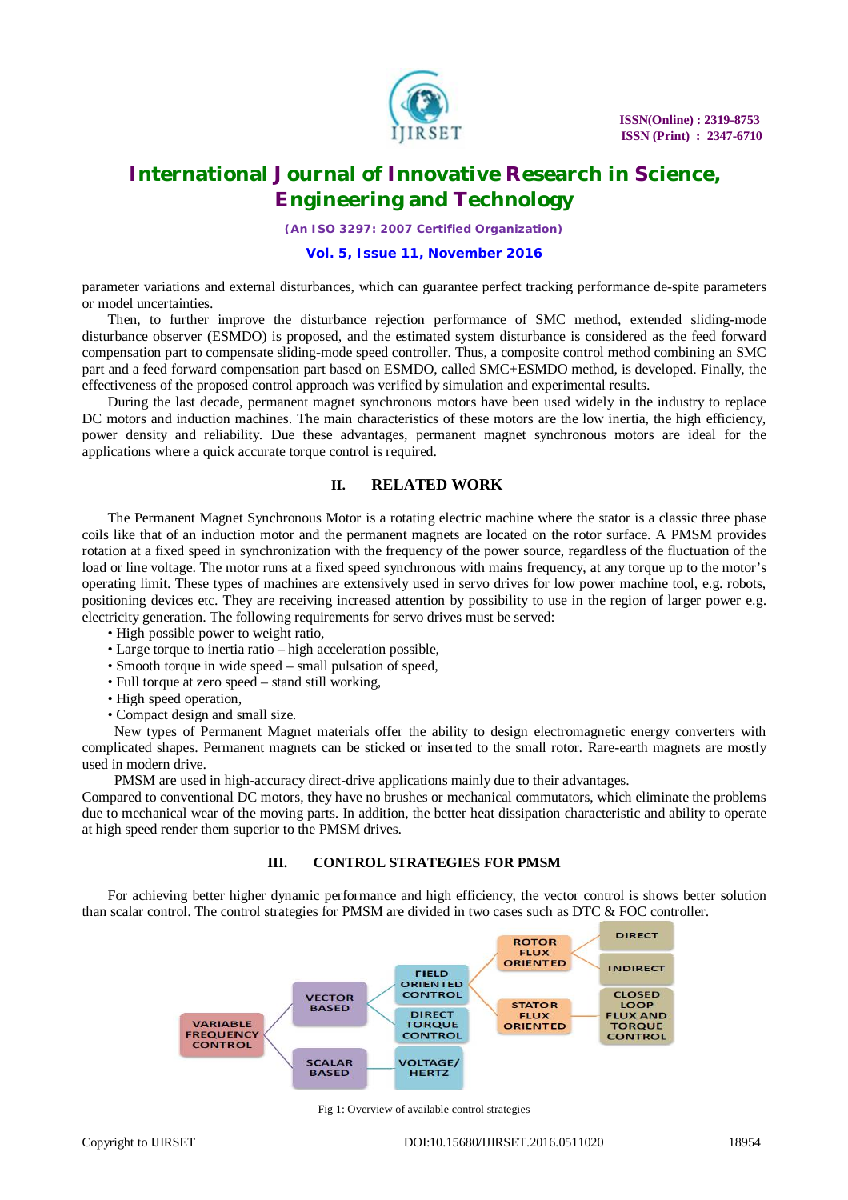parameter variations and external disturbances, which can guarantee perfect tracking performance de-spite parameters or model uncertainties.

Then, to further improve the disturbance rejection performance of SMC method, extended sliding-mode disturbance observer (ESMDO) is proposed, and the estimated system disturbance is considered as the feed forward compensation part to compensate sliding-mode speed controller. Thus, a composite control method combining an SMC part and a feed forward compensation part based on ESMDO, called SMC+ESMDO method, is developed. Finally, the effectiveness of the proposed control approach was verified by simulation and experimental results.

During the last decade, permanent magnet synchronous motors have been used widely in the industry to replace DC motors and induction machines. The main characteristics of these motors are the low inertia, the high efficiency, power density and reliability. Due these advantages, permanent magnet synchronous motors are ideal for the applications where a quick accurate torque control is required.

## II. RELATED WORK

The Permanent Magnet Synchronous Motor is a rotating electric machine where the stator is a classic three phase coils like that of an induction motor and the permanent magnets are located on the rotor surface. A PMSM provides rotation at a fixed speed in synchronization with the frequency of the power source, regardless of the fluctuation of the load or line voltage. The motor runs at a fixed speed synchronous with mains frequency, at any torque up to the motor's operating limit. These types of machines are extensively used in servo drives for low power machine tool, e.g. robots, positioning devices etc. They are receiving increased attention by possibility to use in the region of larger power e.g. electricity generation. The following requirements for servo drives must be served:

- High possible power to weight ratio,
- Large torque to inertia ratio – high acceleration possible,
- Smooth torque in wide speed – small pulsation of speed,
- Full torque at zero speed – stand still working,
- High speed operation,
- Compact design and small size.

New types of Permanent Magnet materials offer the ability to design electromagnetic energy converters with complicated shapes. Permanent magnets can be sticked or inserted to the small rotor. Rare-earth magnets are mostly used in modern drive.

PMSM are used in high-accuracy direct-drive applications mainly due to their advantages.
Compared to conventional DC motors, they have no brushes or mechanical commutators, which eliminate the problems due to mechanical wear of the moving parts. In addition, the better heat dissipation characteristic and ability to operate at high speed render them superior to the PMSM drives.

## III. CONTROL STRATEGIES FOR PMSM

For achieving better higher dynamic performance and high efficiency, the vector control is shows better solution than scalar control. The control strategies for PMSM are divided in two cases such as DTC & FOC controller.

VARIABLE FREQUENCY CONTROL
VECTOR BASED
SCALAR BASED
FIELD ORIENTED CONTROL
DIRECT TORQUE CONTROL
VOLTAGE/ HERTZ
ROTOR FLUX ORIENTED
STATOR FLUX ORIENTED
DIRECT
INDIRECT
CLOSED LOOP FLUX AND TORQUE CONTROL

Fig 1: Overview of available control strategies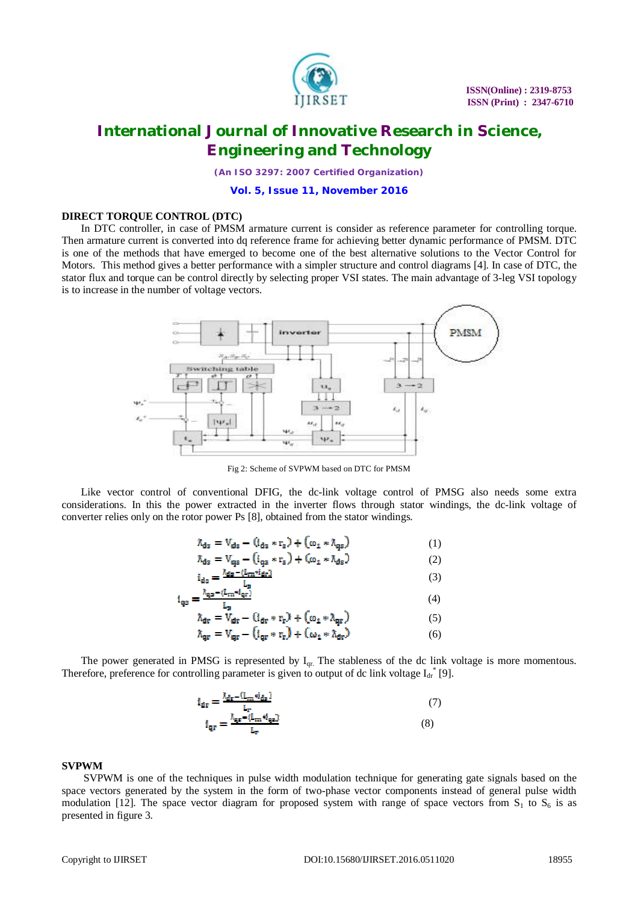## DIRECT TORQUE CONTROL (DTC)

In DTC controller, in case of PMSM armature current is consider as reference parameter for controlling torque. Then armature current is converted into dq reference frame for achieving better dynamic performance of PMSM. DTC is one of the methods that have emerged to become one of the best alternative solutions to the Vector Control for Motors. This method gives a better performance with a simpler structure and control diagrams [4]. In case of DTC, the stator flux and torque can be control directly by selecting proper VSI states. The main advantage of 3-leg VSI topology is to increase in the number of voltage vectors.

Fig 2: Scheme of SVPWM based on DTC for PMSM

Like vector control of conventional DFIG, the dc-link voltage control of PMSG also needs some extra considerations. In this the power extracted in the inverter flows through stator windings, the dc-link voltage of converter relies only on the rotor power Ps [8], obtained from the stator windings.

$$\lambda_{ds} = V_{ds} - (i_{ds} * r_s) + (\omega_1 * \lambda_{qs}) \quad (1)$$

$$\lambda_{ds} = V_{qs} - (i_{qs} * r_s) + (\omega_1 * \lambda_{ds}) \quad (2)$$

$$i_{ds} = \frac{\lambda_{ds} - (L_m * i_{dr})}{L_s} \quad (3)$$

$$i_{qs} = \frac{\lambda_{qs} - (L_m * i_{qr})}{L_s} \quad (4)$$

$$\lambda_{dr} = V_{dr} - (i_{dr} * r_r) + (\omega_2 * \lambda_{qr}) \quad (5)$$

$$\lambda_{qr} = V_{qr} - (i_{qr} * r_r) + (\omega_2 * \lambda_{dr}) \quad (6)$$

The power generated in PMSG is represented by $I_{qr}$. The stableness of the dc link voltage is more momentous. Therefore, preference for controlling parameter is given to output of dc link voltage $I_{dr}^*$ [9].

$$i_{dr} = \frac{\lambda_{dr} - (L_m * i_{ds})}{L_r} \quad (7)$$

$$i_{qr} = \frac{\lambda_{qr} - (L_m * i_{qs})}{L_r} \quad (8)$$

## SVPWM

SVPWM is one of the techniques in pulse width modulation technique for generating gate signals based on the space vectors generated by the system in the form of two-phase vector components instead of general pulse width modulation [12]. The space vector diagram for proposed system with range of space vectors from $S_1$ to $S_6$ is as presented in figure 3.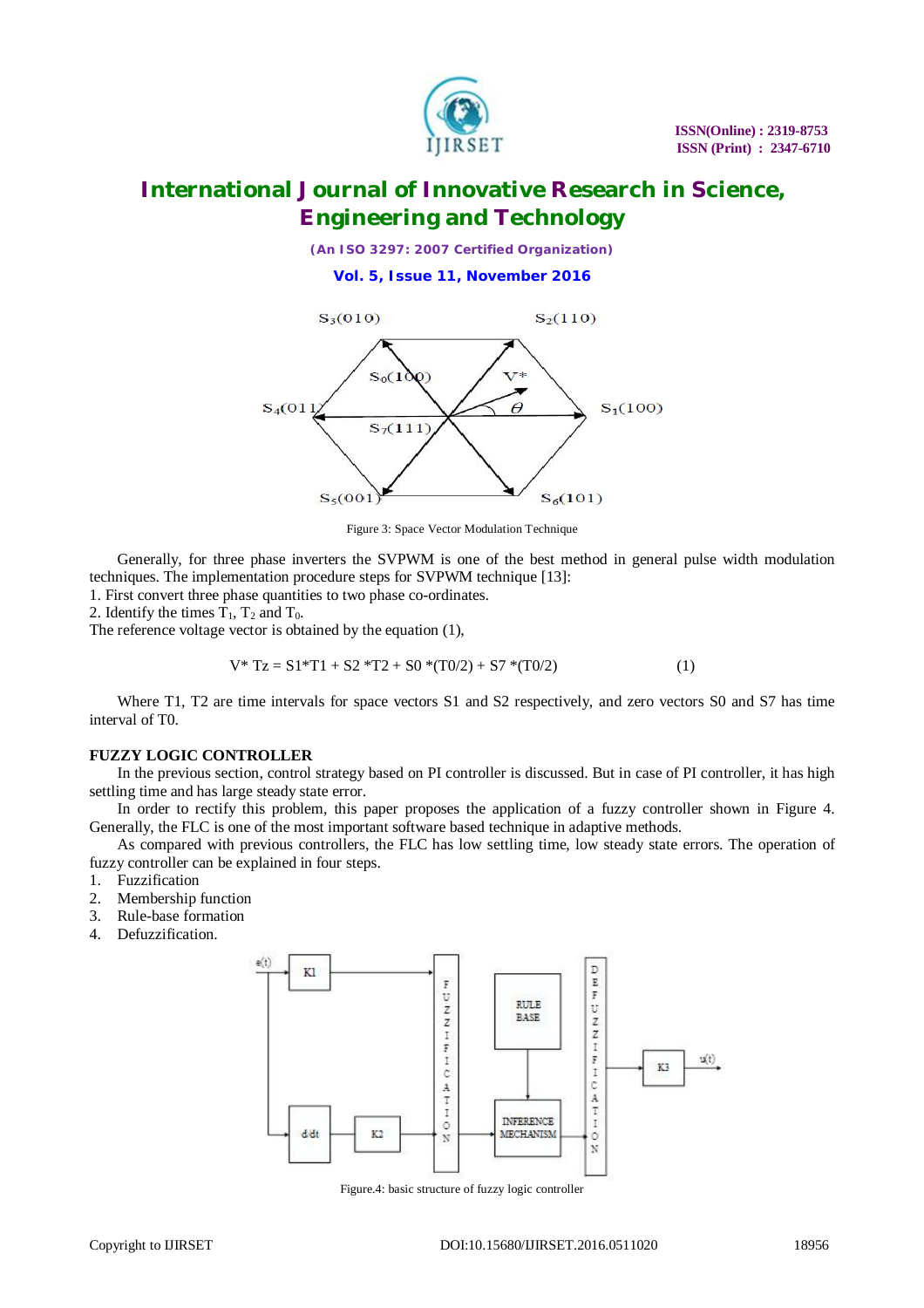Figure 3: Space Vector Modulation Technique

Generally, for three phase inverters the SVPWM is one of the best method in general pulse width modulation techniques. The implementation procedure steps for SVPWM technique [13]:

1. First convert three phase quantities to two phase co-ordinates.
2. Identify the times $T_1$, $T_2$ and $T_0$.

The reference voltage vector is obtained by the equation (1),

$$V^* Tz = S1*T1 + S2*T2 + S0*(T0/2) + S7*(T0/2) \quad (1)$$

Where T1, T2 are time intervals for space vectors S1 and S2 respectively, and zero vectors S0 and S7 has time interval of T0.

**FUZZY LOGIC CONTROLLER**

In the previous section, control strategy based on PI controller is discussed. But in case of PI controller, it has high settling time and has large steady state error.

In order to rectify this problem, this paper proposes the application of a fuzzy controller shown in Figure 4. Generally, the FLC is one of the most important software based technique in adaptive methods.

As compared with previous controllers, the FLC has low settling time, low steady state errors. The operation of fuzzy controller can be explained in four steps.

1. Fuzzification
2. Membership function
3. Rule-base formation
4. Defuzzification.

Figure.4: basic structure of fuzzy logic controller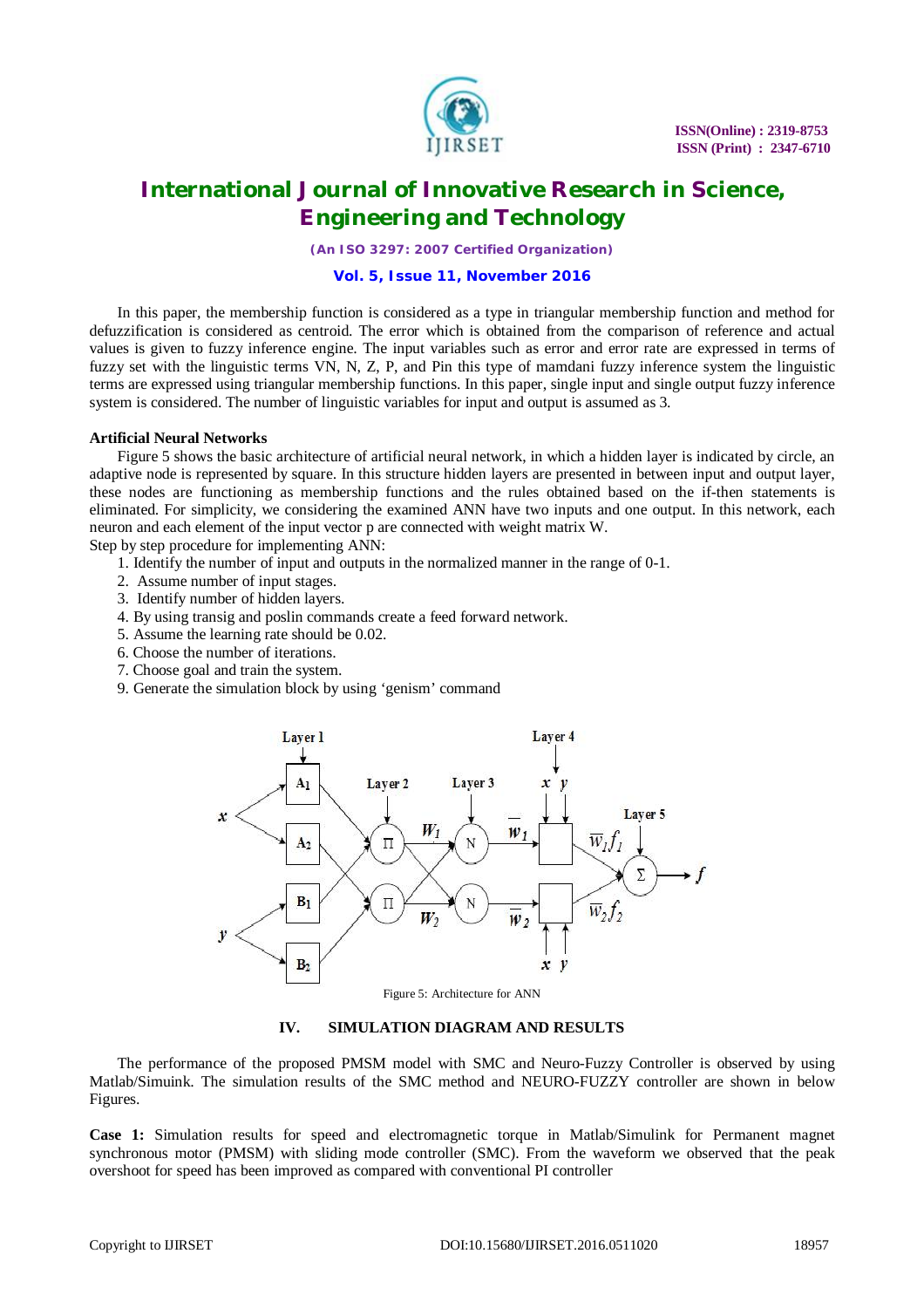In this paper, the membership function is considered as a type in triangular membership function and method for defuzzification is considered as centroid. The error which is obtained from the comparison of reference and actual values is given to fuzzy inference engine. The input variables such as error and error rate are expressed in terms of fuzzy set with the linguistic terms VN, N, Z, P, and Pin this type of mamdani fuzzy inference system the linguistic terms are expressed using triangular membership functions. In this paper, single input and single output fuzzy inference system is considered. The number of linguistic variables for input and output is assumed as 3.

**Artificial Neural Networks**

Figure 5 shows the basic architecture of artificial neural network, in which a hidden layer is indicated by circle, an adaptive node is represented by square. In this structure hidden layers are presented in between input and output layer, these nodes are functioning as membership functions and the rules obtained based on the if-then statements is eliminated. For simplicity, we considering the examined ANN have two inputs and one output. In this network, each neuron and each element of the input vector p are connected with weight matrix W.

Step by step procedure for implementing ANN:

1. Identify the number of input and outputs in the normalized manner in the range of 0-1.
2. Assume number of input stages.
3. Identify number of hidden layers.
4. By using transig and poslin commands create a feed forward network.
5. Assume the learning rate should be 0.02.
6. Choose the number of iterations.
7. Choose goal and train the system.
9. Generate the simulation block by using 'genism' command

Layer 1
Layer 2
Layer 3
Layer 4
Layer 5
$x$
$y$
$A_1$
$A_2$
$B_1$
$B_2$
$\Pi$
$\Pi$
N
N
$W_1$
$W_2$
$\overline{w}_1$
$\overline{w}_2$
$x \; y$
$x \; y$
$\overline{w}_1 f_1$
$\overline{w}_2 f_2$
$\Sigma$
$f$

Figure 5: Architecture for ANN

## IV. SIMULATION DIAGRAM AND RESULTS

The performance of the proposed PMSM model with SMC and Neuro-Fuzzy Controller is observed by using Matlab/Simuink. The simulation results of the SMC method and NEURO-FUZZY controller are shown in below Figures.

**Case 1:** Simulation results for speed and electromagnetic torque in Matlab/Simulink for Permanent magnet synchronous motor (PMSM) with sliding mode controller (SMC). From the waveform we observed that the peak overshoot for speed has been improved as compared with conventional PI controller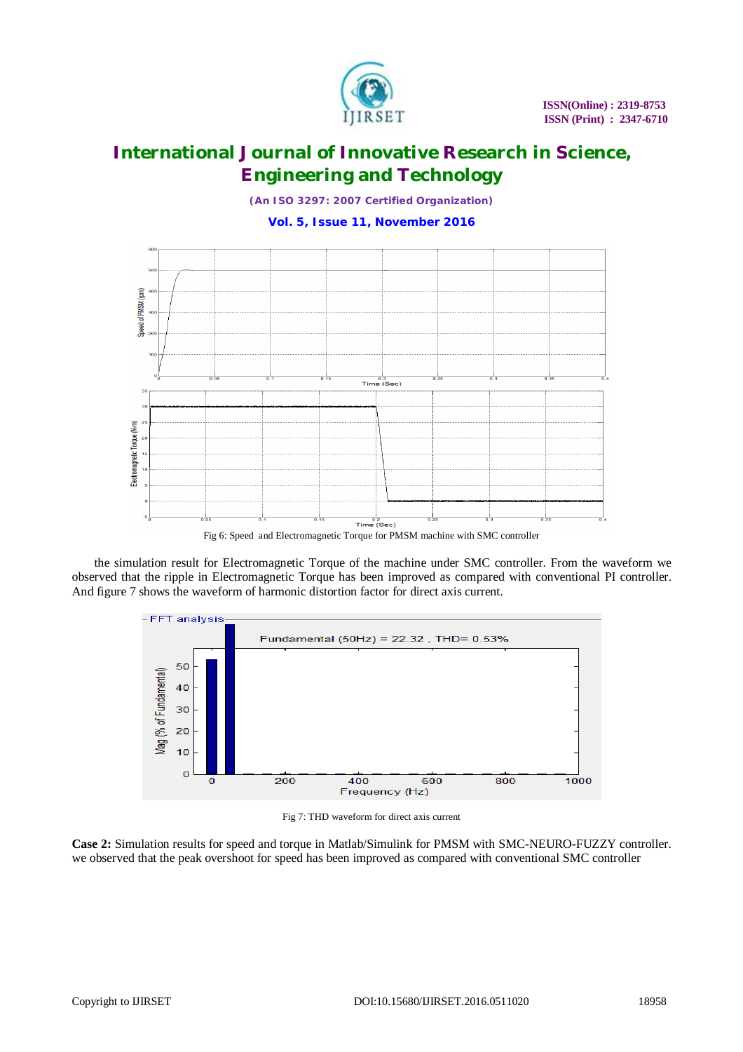Speed of PMSM (rpm)

600
500
400
300
200
100
0

0 0.05 0.1 0.15 0.2 0.25 0.3 0.35 0.4

Time (Sec)

Electromagnetic Torque (N-m)

35
30
25
20
15
10
5
0
-5

0 0.05 0.1 0.15 0.2 0.25 0.3 0.35 0.4

Time (Sec)

Fig 6: Speed and Electromagnetic Torque for PMSM machine with SMC controller

the simulation result for Electromagnetic Torque of the machine under SMC controller. From the waveform we observed that the ripple in Electromagnetic Torque has been improved as compared with conventional PI controller. And figure 7 shows the waveform of harmonic distortion factor for direct axis current.

FFT analysis

Fundamental (50Hz) = 22.32 , THD= 0.53%

Mag (% of Fundamental)

50
40
30
20
10
0

0 200 400 600 800 1000

Frequency (Hz)

Fig 7: THD waveform for direct axis current

**Case 2:** Simulation results for speed and torque in Matlab/Simulink for PMSM with SMC-NEURO-FUZZY controller. we observed that the peak overshoot for speed has been improved as compared with conventional SMC controller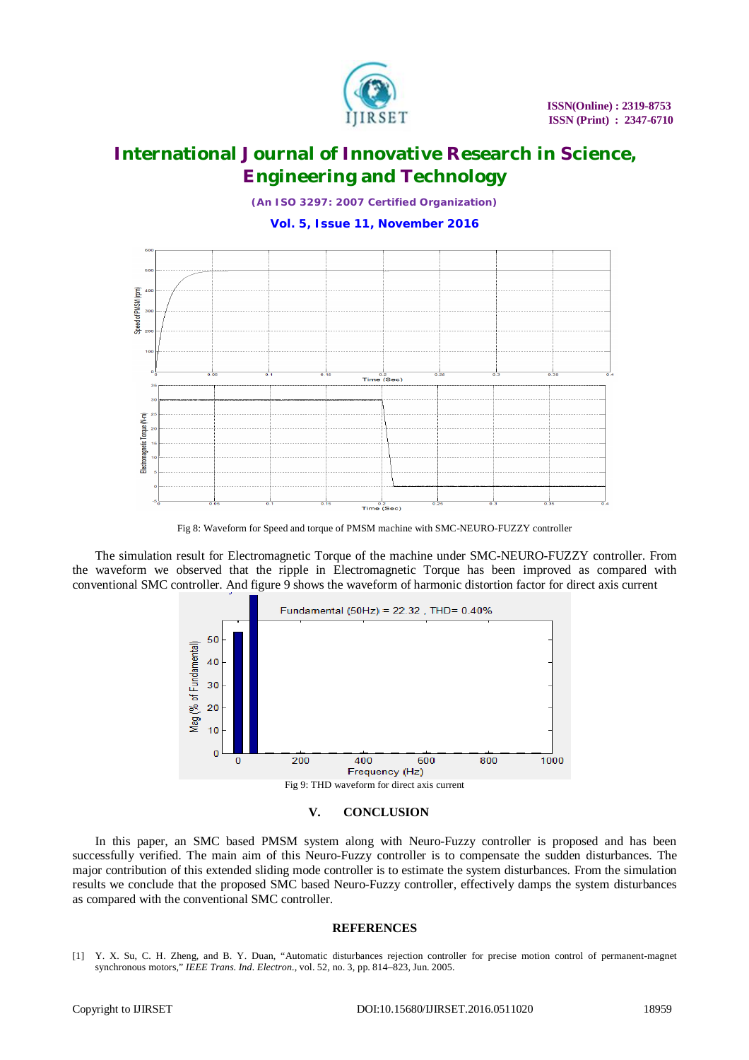Speed of PMSM (rpm)

600
500
400
300
200
100
0

0
0.05
0.1
0.15
0.2
0.25
0.3
0.35
0.4

Time (Sec)

Electromagnetic Torque (N-m)

35
30
25
20
15
10
5
0
-5

0
0.05
0.1
0.15
0.2
0.25
0.3
0.35
0.4

Time (Sec)

Fig 8: Waveform for Speed and torque of PMSM machine with SMC-NEURO-FUZZY controller

The simulation result for Electromagnetic Torque of the machine under SMC-NEURO-FUZZY controller. From the waveform we observed that the ripple in Electromagnetic Torque has been improved as compared with conventional SMC controller. And figure 9 shows the waveform of harmonic distortion factor for direct axis current

Fundamental (50Hz) = 22.32 , THD= 0.40%

Mag (% of Fundamental)

50
40
30
20
10
0

0
200
400
600
800
1000

Frequency (Hz)

Fig 9: THD waveform for direct axis current

## V. CONCLUSION

In this paper, an SMC based PMSM system along with Neuro-Fuzzy controller is proposed and has been successfully verified. The main aim of this Neuro-Fuzzy controller is to compensate the sudden disturbances. The major contribution of this extended sliding mode controller is to estimate the system disturbances. From the simulation results we conclude that the proposed SMC based Neuro-Fuzzy controller, effectively damps the system disturbances as compared with the conventional SMC controller.

## REFERENCES

[1] Y. X. Su, C. H. Zheng, and B. Y. Duan, "Automatic disturbances rejection controller for precise motion control of permanent-magnet synchronous motors," *IEEE Trans. Ind. Electron.*, vol. 52, no. 3, pp. 814–823, Jun. 2005.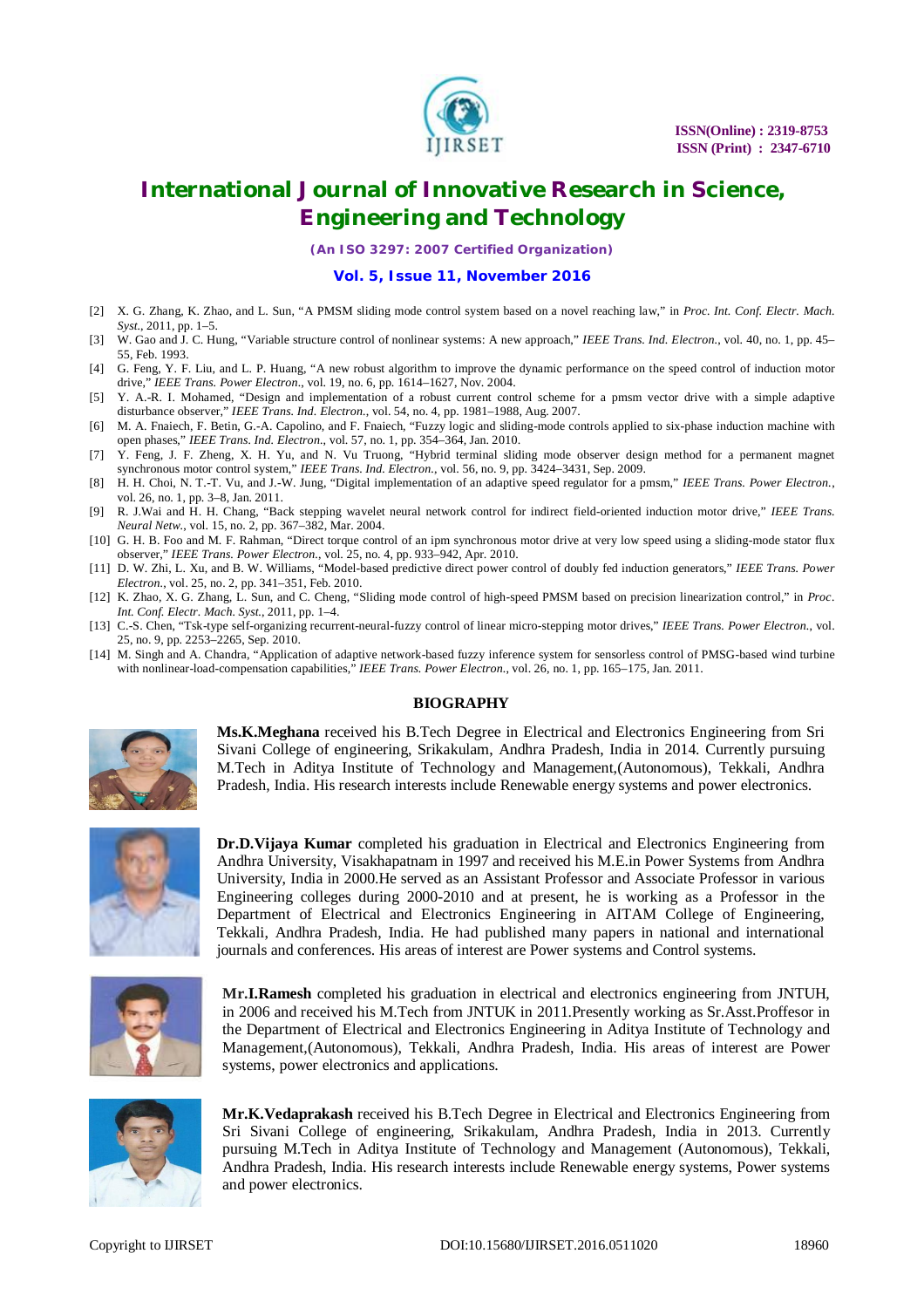[2] X. G. Zhang, K. Zhao, and L. Sun, "A PMSM sliding mode control system based on a novel reaching law," in *Proc. Int. Conf. Electr. Mach. Syst.*, 2011, pp. 1–5.

[3] W. Gao and J. C. Hung, "Variable structure control of nonlinear systems: A new approach," *IEEE Trans. Ind. Electron.*, vol. 40, no. 1, pp. 45–55, Feb. 1993.

[4] G. Feng, Y. F. Liu, and L. P. Huang, "A new robust algorithm to improve the dynamic performance on the speed control of induction motor drive," *IEEE Trans. Power Electron.*, vol. 19, no. 6, pp. 1614–1627, Nov. 2004.

[5] Y. A.-R. I. Mohamed, "Design and implementation of a robust current control scheme for a pmsm vector drive with a simple adaptive disturbance observer," *IEEE Trans. Ind. Electron.*, vol. 54, no. 4, pp. 1981–1988, Aug. 2007.

[6] M. A. Fnaiech, F. Betin, G.-A. Capolino, and F. Fnaiech, "Fuzzy logic and sliding-mode controls applied to six-phase induction machine with open phases," *IEEE Trans. Ind. Electron.*, vol. 57, no. 1, pp. 354–364, Jan. 2010.

[7] Y. Feng, J. F. Zheng, X. H. Yu, and N. Vu Truong, "Hybrid terminal sliding mode observer design method for a permanent magnet synchronous motor control system," *IEEE Trans. Ind. Electron.*, vol. 56, no. 9, pp. 3424–3431, Sep. 2009.

[8] H. H. Choi, N. T.-T. Vu, and J.-W. Jung, "Digital implementation of an adaptive speed regulator for a pmsm," *IEEE Trans. Power Electron.*, vol. 26, no. 1, pp. 3–8, Jan. 2011.

[9] R. J.Wai and H. H. Chang, "Back stepping wavelet neural network control for indirect field-oriented induction motor drive," *IEEE Trans. Neural Netw.*, vol. 15, no. 2, pp. 367–382, Mar. 2004.

[10] G. H. B. Foo and M. F. Rahman, "Direct torque control of an ipm synchronous motor drive at very low speed using a sliding-mode stator flux observer," *IEEE Trans. Power Electron.*, vol. 25, no. 4, pp. 933–942, Apr. 2010.

[11] D. W. Zhi, L. Xu, and B. W. Williams, "Model-based predictive direct power control of doubly fed induction generators," *IEEE Trans. Power Electron.*, vol. 25, no. 2, pp. 341–351, Feb. 2010.

[12] K. Zhao, X. G. Zhang, L. Sun, and C. Cheng, "Sliding mode control of high-speed PMSM based on precision linearization control," in *Proc. Int. Conf. Electr. Mach. Syst.*, 2011, pp. 1–4.

[13] C.-S. Chen, "Tsk-type self-organizing recurrent-neural-fuzzy control of linear micro-stepping motor drives," *IEEE Trans. Power Electron.*, vol. 25, no. 9, pp. 2253–2265, Sep. 2010.

[14] M. Singh and A. Chandra, "Application of adaptive network-based fuzzy inference system for sensorless control of PMSG-based wind turbine with nonlinear-load-compensation capabilities," *IEEE Trans. Power Electron.*, vol. 26, no. 1, pp. 165–175, Jan. 2011.

## BIOGRAPHY

**Ms.K.Meghana** received his B.Tech Degree in Electrical and Electronics Engineering from Sri Sivani College of engineering, Srikakulam, Andhra Pradesh, India in 2014. Currently pursuing M.Tech in Aditya Institute of Technology and Management,(Autonomous), Tekkali, Andhra Pradesh, India. His research interests include Renewable energy systems and power electronics.

**Dr.D.Vijaya Kumar** completed his graduation in Electrical and Electronics Engineering from Andhra University, Visakhapatnam in 1997 and received his M.E.in Power Systems from Andhra University, India in 2000.He served as an Assistant Professor and Associate Professor in various Engineering colleges during 2000-2010 and at present, he is working as a Professor in the Department of Electrical and Electronics Engineering in AITAM College of Engineering, Tekkali, Andhra Pradesh, India. He had published many papers in national and international journals and conferences. His areas of interest are Power systems and Control systems.

**Mr.I.Ramesh** completed his graduation in electrical and electronics engineering from JNTUH, in 2006 and received his M.Tech from JNTUK in 2011.Presently working as Sr.Asst.Proffesor in the Department of Electrical and Electronics Engineering in Aditya Institute of Technology and Management,(Autonomous), Tekkali, Andhra Pradesh, India. His areas of interest are Power systems, power electronics and applications.

**Mr.K.Vedaprakash** received his B.Tech Degree in Electrical and Electronics Engineering from Sri Sivani College of engineering, Srikakulam, Andhra Pradesh, India in 2013. Currently pursuing M.Tech in Aditya Institute of Technology and Management (Autonomous), Tekkali, Andhra Pradesh, India. His research interests include Renewable energy systems, Power systems and power electronics.